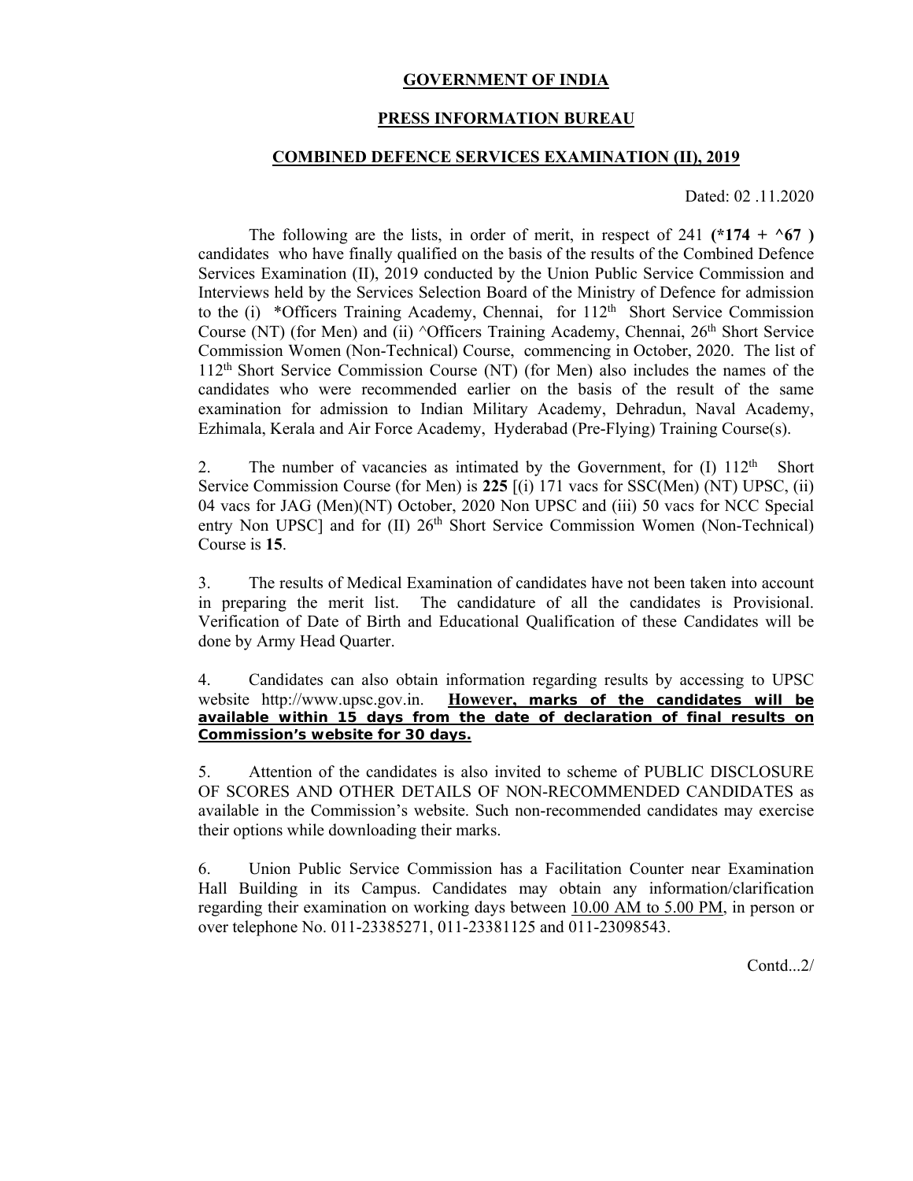**GOVERNMENT OF INDIA**

**PRESS INFORMATION BUREAU**

**COMBINED DEFENCE SERVICES EXAMINATION (II), 2019**

Dated: 02 .11.2020

The following are the lists, in order of merit, in respect of 241 **(*174 + ^67 )** candidates who have finally qualified on the basis of the results of the Combined Defence Services Examination (II), 2019 conducted by the Union Public Service Commission and Interviews held by the Services Selection Board of the Ministry of Defence for admission to the (i) *Officers Training Academy, Chennai, for 112th Short Service Commission Course (NT) (for Men) and (ii) ^Officers Training Academy, Chennai, 26th Short Service Commission Women (Non-Technical) Course, commencing in October, 2020. The list of 112th Short Service Commission Course (NT) (for Men) also includes the names of the candidates who were recommended earlier on the basis of the result of the same examination for admission to Indian Military Academy, Dehradun, Naval Academy, Ezhimala, Kerala and Air Force Academy, Hyderabad (Pre-Flying) Training Course(s).

2. The number of vacancies as intimated by the Government, for (I) 112th Short Service Commission Course (for Men) is **225** [(i) 171 vacs for SSC(Men) (NT) UPSC, (ii) 04 vacs for JAG (Men)(NT) October, 2020 Non UPSC and (iii) 50 vacs for NCC Special entry Non UPSC] and for (II) 26th Short Service Commission Women (Non-Technical) Course is **15**.

3. The results of Medical Examination of candidates have not been taken into account in preparing the merit list. The candidature of all the candidates is Provisional. Verification of Date of Birth and Educational Qualification of these Candidates will be done by Army Head Quarter.

4. Candidates can also obtain information regarding results by accessing to UPSC website http://www.upsc.gov.in. **However, marks of the candidates will be available within 15 days from the date of declaration of final results on Commission's website for 30 days.**

5. Attention of the candidates is also invited to scheme of PUBLIC DISCLOSURE OF SCORES AND OTHER DETAILS OF NON-RECOMMENDED CANDIDATES as available in the Commission's website. Such non-recommended candidates may exercise their options while downloading their marks.

6. Union Public Service Commission has a Facilitation Counter near Examination Hall Building in its Campus. Candidates may obtain any information/clarification regarding their examination on working days between 10.00 AM to 5.00 PM, in person or over telephone No. 011-23385271, 011-23381125 and 011-23098543.

Contd...2/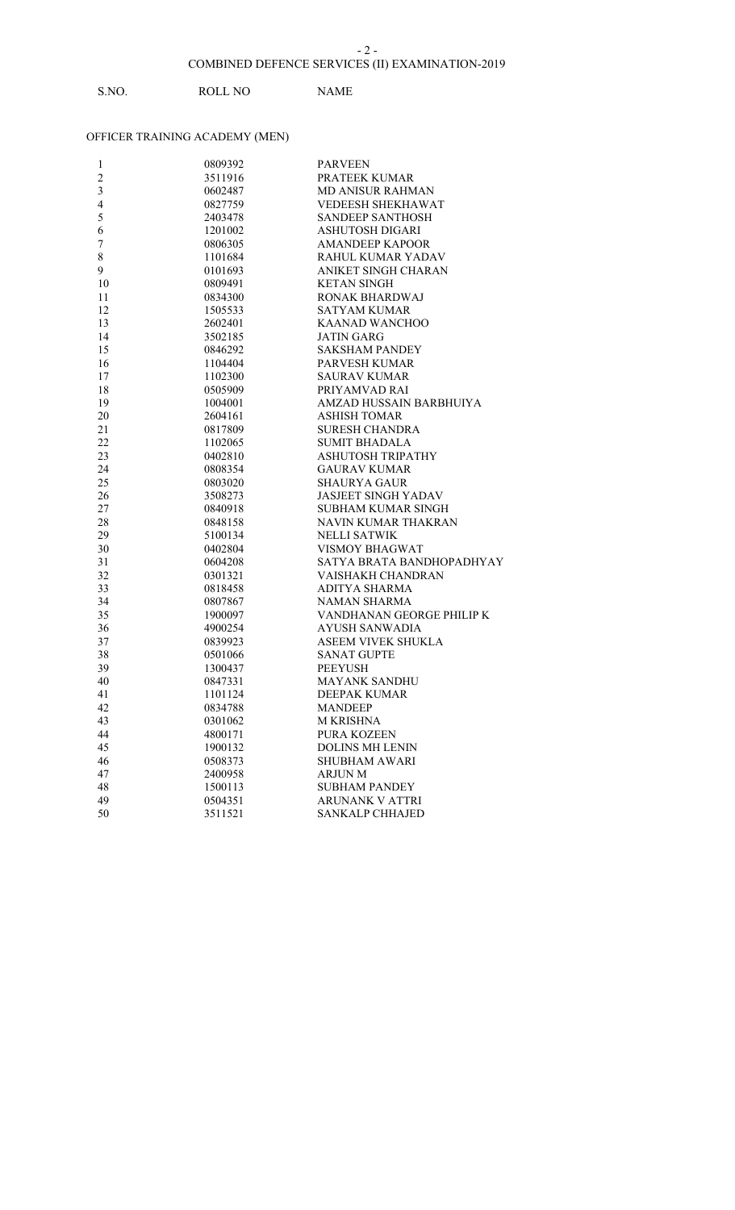COMBINED DEFENCE SERVICES (II) EXAMINATION-2019

OFFICER TRAINING ACADEMY (MEN)

| S.NO. | ROLL NO | NAME |
|---|---|---|
| 1 | 0809392 | PARVEEN |
| 2 | 3511916 | PRATEEK KUMAR |
| 3 | 0602487 | MD ANISUR RAHMAN |
| 4 | 0827759 | VEDEESH SHEKHAWAT |
| 5 | 2403478 | SANDEEP SANTHOSH |
| 6 | 1201002 | ASHUTOSH DIGARI |
| 7 | 0806305 | AMANDEEP KAPOOR |
| 8 | 1101684 | RAHUL KUMAR YADAV |
| 9 | 0101693 | ANIKET SINGH CHARAN |
| 10 | 0809491 | KETAN SINGH |
| 11 | 0834300 | RONAK BHARDWAJ |
| 12 | 1505533 | SATYAM KUMAR |
| 13 | 2602401 | KAANAD WANCHOO |
| 14 | 3502185 | JATIN GARG |
| 15 | 0846292 | SAKSHAM PANDEY |
| 16 | 1104404 | PARVESH KUMAR |
| 17 | 1102300 | SAURAV KUMAR |
| 18 | 0505909 | PRIYAMVAD RAI |
| 19 | 1004001 | AMZAD HUSSAIN BARBHUIYA |
| 20 | 2604161 | ASHISH TOMAR |
| 21 | 0817809 | SURESH CHANDRA |
| 22 | 1102065 | SUMIT BHADALA |
| 23 | 0402810 | ASHUTOSH TRIPATHY |
| 24 | 0808354 | GAURAV KUMAR |
| 25 | 0803020 | SHAURYA GAUR |
| 26 | 3508273 | JASJEET SINGH YADAV |
| 27 | 0840918 | SUBHAM KUMAR SINGH |
| 28 | 0848158 | NAVIN KUMAR THAKRAN |
| 29 | 5100134 | NELLI SATWIK |
| 30 | 0402804 | VISMOY BHAGWAT |
| 31 | 0604208 | SATYA BRATA BANDHOPADHYAY |
| 32 | 0301321 | VAISHAKH CHANDRAN |
| 33 | 0818458 | ADITYA SHARMA |
| 34 | 0807867 | NAMAN SHARMA |
| 35 | 1900097 | VANDHANAN GEORGE PHILIP K |
| 36 | 4900254 | AYUSH SANWADIA |
| 37 | 0839923 | ASEEM VIVEK SHUKLA |
| 38 | 0501066 | SANAT GUPTE |
| 39 | 1300437 | PEEYUSH |
| 40 | 0847331 | MAYANK SANDHU |
| 41 | 1101124 | DEEPAK KUMAR |
| 42 | 0834788 | MANDEEP |
| 43 | 0301062 | M KRISHNA |
| 44 | 4800171 | PURA KOZEEN |
| 45 | 1900132 | DOLINS MH LENIN |
| 46 | 0508373 | SHUBHAM AWARI |
| 47 | 2400958 | ARJUN M |
| 48 | 1500113 | SUBHAM PANDEY |
| 49 | 0504351 | ARUNANK V ATTRI |
| 50 | 3511521 | SANKALP CHHAJED |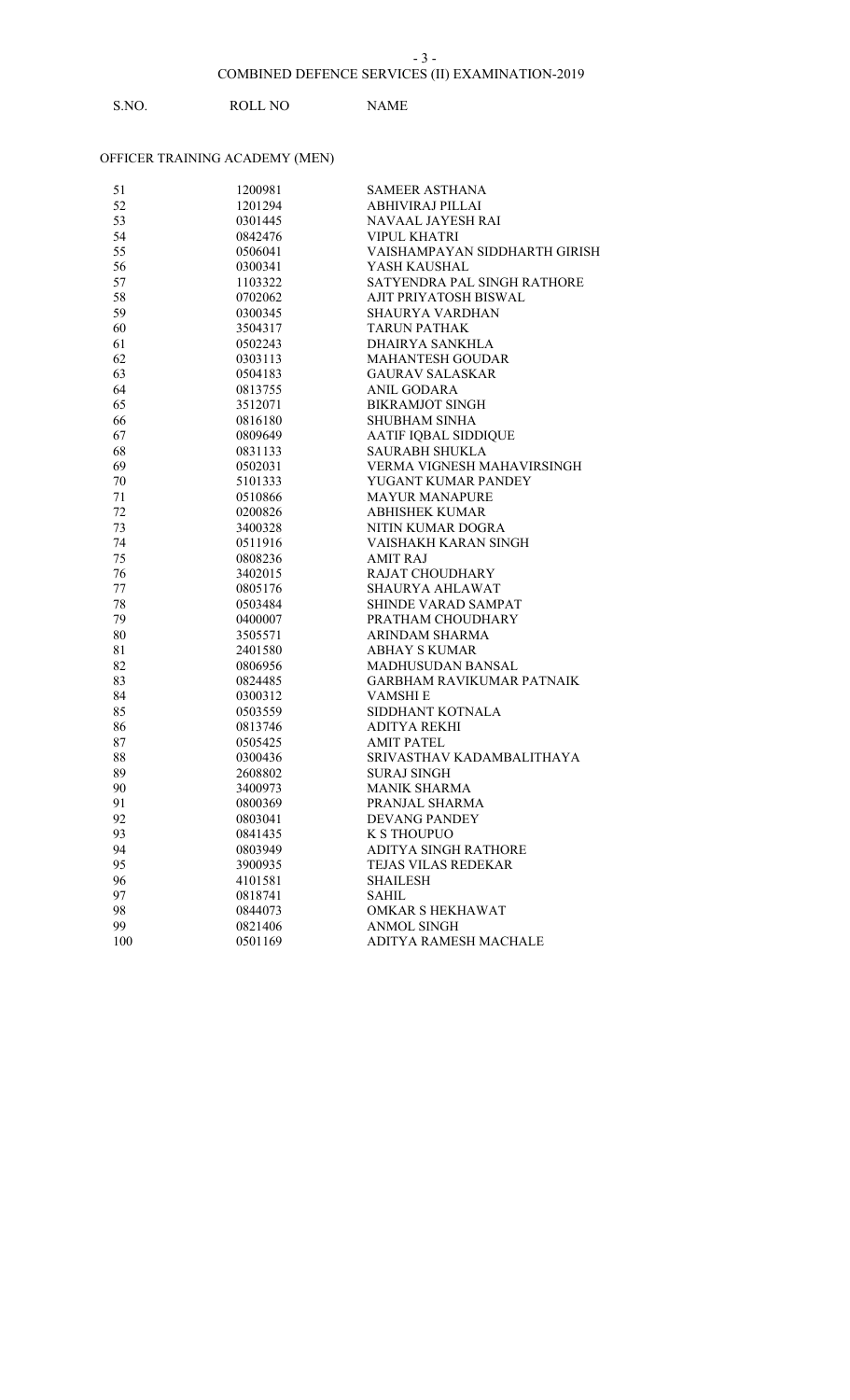## COMBINED DEFENCE SERVICES (II) EXAMINATION-2019

### OFFICER TRAINING ACADEMY (MEN)

| S.NO. | ROLL NO | NAME |
|---|---|---|
| 51 | 1200981 | SAMEER ASTHANA |
| 52 | 1201294 | ABHIVIRAJ PILLAI |
| 53 | 0301445 | NAVAAL JAYESH RAI |
| 54 | 0842476 | VIPUL KHATRI |
| 55 | 0506041 | VAISHAMPAYAN SIDDHARTH GIRISH |
| 56 | 0300341 | YASH KAUSHAL |
| 57 | 1103322 | SATYENDRA PAL SINGH RATHORE |
| 58 | 0702062 | AJIT PRIYATOSH BISWAL |
| 59 | 0300345 | SHAURYA VARDHAN |
| 60 | 3504317 | TARUN PATHAK |
| 61 | 0502243 | DHAIRYA SANKHLA |
| 62 | 0303113 | MAHANTESH GOUDAR |
| 63 | 0504183 | GAURAV SALASKAR |
| 64 | 0813755 | ANIL GODARA |
| 65 | 3512071 | BIKRAMJOT SINGH |
| 66 | 0816180 | SHUBHAM SINHA |
| 67 | 0809649 | AATIF IQBAL SIDDIQUE |
| 68 | 0831133 | SAURABH SHUKLA |
| 69 | 0502031 | VERMA VIGNESH MAHAVIRSINGH |
| 70 | 5101333 | YUGANT KUMAR PANDEY |
| 71 | 0510866 | MAYUR MANAPURE |
| 72 | 0200826 | ABHISHEK KUMAR |
| 73 | 3400328 | NITIN KUMAR DOGRA |
| 74 | 0511916 | VAISHAKH KARAN SINGH |
| 75 | 0808236 | AMIT RAJ |
| 76 | 3402015 | RAJAT CHOUDHARY |
| 77 | 0805176 | SHAURYA AHLAWAT |
| 78 | 0503484 | SHINDE VARAD SAMPAT |
| 79 | 0400007 | PRATHAM CHOUDHARY |
| 80 | 3505571 | ARINDAM SHARMA |
| 81 | 2401580 | ABHAY S KUMAR |
| 82 | 0806956 | MADHUSUDAN BANSAL |
| 83 | 0824485 | GARBHAM RAVIKUMAR PATNAIK |
| 84 | 0300312 | VAMSHI E |
| 85 | 0503559 | SIDDHANT KOTNALA |
| 86 | 0813746 | ADITYA REKHI |
| 87 | 0505425 | AMIT PATEL |
| 88 | 0300436 | SRIVASTHAV KADAMBALITHAYA |
| 89 | 2608802 | SURAJ SINGH |
| 90 | 3400973 | MANIK SHARMA |
| 91 | 0800369 | PRANJAL SHARMA |
| 92 | 0803041 | DEVANG PANDEY |
| 93 | 0841435 | K S THOUPUO |
| 94 | 0803949 | ADITYA SINGH RATHORE |
| 95 | 3900935 | TEJAS VILAS REDEKAR |
| 96 | 4101581 | SHAILESH |
| 97 | 0818741 | SAHIL |
| 98 | 0844073 | OMKAR S HEKHAWAT |
| 99 | 0821406 | ANMOL SINGH |
| 100 | 0501169 | ADITYA RAMESH MACHALE |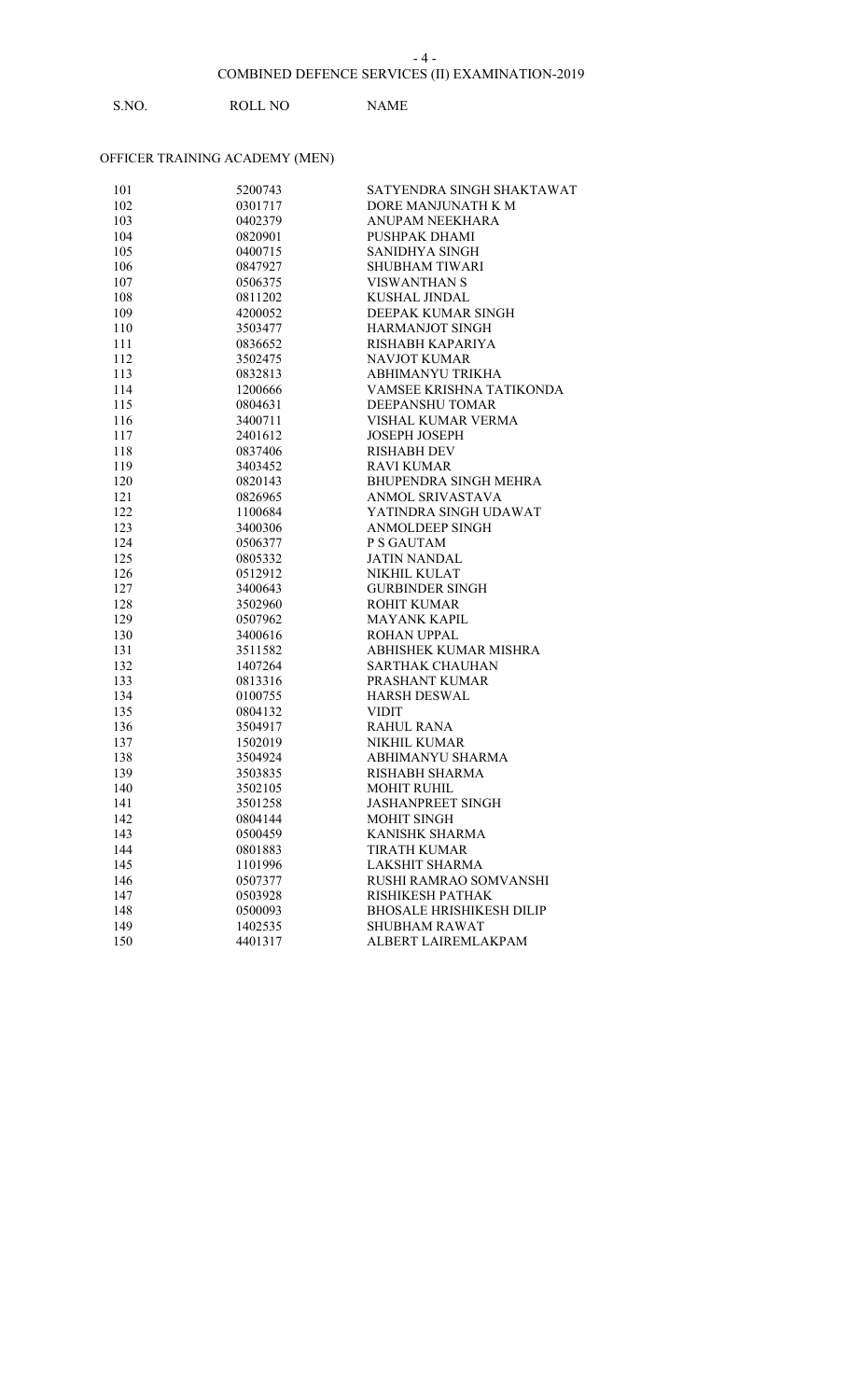COMBINED DEFENCE SERVICES (II) EXAMINATION-2019

## OFFICER TRAINING ACADEMY (MEN)

| S.NO. | ROLL NO | NAME |
|---|---|---|
| 101 | 5200743 | SATYENDRA SINGH SHAKTAWAT |
| 102 | 0301717 | DORE MANJUNATH K M |
| 103 | 0402379 | ANUPAM NEEKHARA |
| 104 | 0820901 | PUSHPAK DHAMI |
| 105 | 0400715 | SANIDHYA SINGH |
| 106 | 0847927 | SHUBHAM TIWARI |
| 107 | 0506375 | VISWANTHAN S |
| 108 | 0811202 | KUSHAL JINDAL |
| 109 | 4200052 | DEEPAK KUMAR SINGH |
| 110 | 3503477 | HARMANJOT SINGH |
| 111 | 0836652 | RISHABH KAPARIYA |
| 112 | 3502475 | NAVJOT KUMAR |
| 113 | 0832813 | ABHIMANYU TRIKHA |
| 114 | 1200666 | VAMSEE KRISHNA TATIKONDA |
| 115 | 0804631 | DEEPANSHU TOMAR |
| 116 | 3400711 | VISHAL KUMAR VERMA |
| 117 | 2401612 | JOSEPH JOSEPH |
| 118 | 0837406 | RISHABH DEV |
| 119 | 3403452 | RAVI KUMAR |
| 120 | 0820143 | BHUPENDRA SINGH MEHRA |
| 121 | 0826965 | ANMOL SRIVASTAVA |
| 122 | 1100684 | YATINDRA SINGH UDAWAT |
| 123 | 3400306 | ANMOLDEEP SINGH |
| 124 | 0506377 | P S GAUTAM |
| 125 | 0805332 | JATIN NANDAL |
| 126 | 0512912 | NIKHIL KULAT |
| 127 | 3400643 | GURBINDER SINGH |
| 128 | 3502960 | ROHIT KUMAR |
| 129 | 0507962 | MAYANK KAPIL |
| 130 | 3400616 | ROHAN UPPAL |
| 131 | 3511582 | ABHISHEK KUMAR MISHRA |
| 132 | 1407264 | SARTHAK CHAUHAN |
| 133 | 0813316 | PRASHANT KUMAR |
| 134 | 0100755 | HARSH DESWAL |
| 135 | 0804132 | VIDIT |
| 136 | 3504917 | RAHUL RANA |
| 137 | 1502019 | NIKHIL KUMAR |
| 138 | 3504924 | ABHIMANYU SHARMA |
| 139 | 3503835 | RISHABH SHARMA |
| 140 | 3502105 | MOHIT RUHIL |
| 141 | 3501258 | JASHANPREET SINGH |
| 142 | 0804144 | MOHIT SINGH |
| 143 | 0500459 | KANISHK SHARMA |
| 144 | 0801883 | TIRATH KUMAR |
| 145 | 1101996 | LAKSHIT SHARMA |
| 146 | 0507377 | RUSHI RAMRAO SOMVANSHI |
| 147 | 0503928 | RISHIKESH PATHAK |
| 148 | 0500093 | BHOSALE HRISHIKESH DILIP |
| 149 | 1402535 | SHUBHAM RAWAT |
| 150 | 4401317 | ALBERT LAIREMLAKPAM |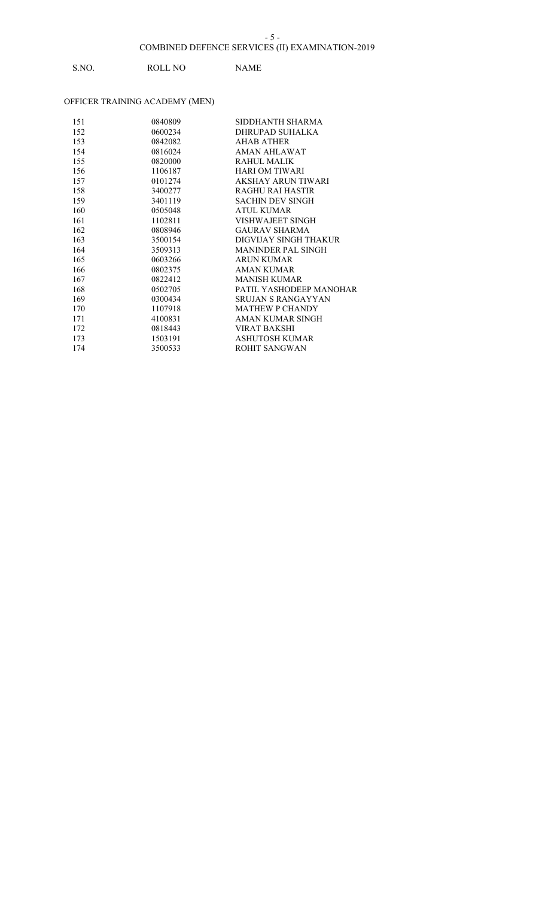COMBINED DEFENCE SERVICES (II) EXAMINATION-2019

OFFICER TRAINING ACADEMY (MEN)

| S.NO. | ROLL NO | NAME |
|---|---|---|
| 151 | 0840809 | SIDDHANTH SHARMA |
| 152 | 0600234 | DHRUPAD SUHALKA |
| 153 | 0842082 | AHAB ATHER |
| 154 | 0816024 | AMAN AHLAWAT |
| 155 | 0820000 | RAHUL MALIK |
| 156 | 1106187 | HARI OM TIWARI |
| 157 | 0101274 | AKSHAY ARUN TIWARI |
| 158 | 3400277 | RAGHU RAI HASTIR |
| 159 | 3401119 | SACHIN DEV SINGH |
| 160 | 0505048 | ATUL KUMAR |
| 161 | 1102811 | VISHWAJEET SINGH |
| 162 | 0808946 | GAURAV SHARMA |
| 163 | 3500154 | DIGVIJAY SINGH THAKUR |
| 164 | 3509313 | MANINDER PAL SINGH |
| 165 | 0603266 | ARUN KUMAR |
| 166 | 0802375 | AMAN KUMAR |
| 167 | 0822412 | MANISH KUMAR |
| 168 | 0502705 | PATIL YASHODEEP MANOHAR |
| 169 | 0300434 | SRUJAN S RANGAYYAN |
| 170 | 1107918 | MATHEW P CHANDY |
| 171 | 4100831 | AMAN KUMAR SINGH |
| 172 | 0818443 | VIRAT BAKSHI |
| 173 | 1503191 | ASHUTOSH KUMAR |
| 174 | 3500533 | ROHIT SANGWAN |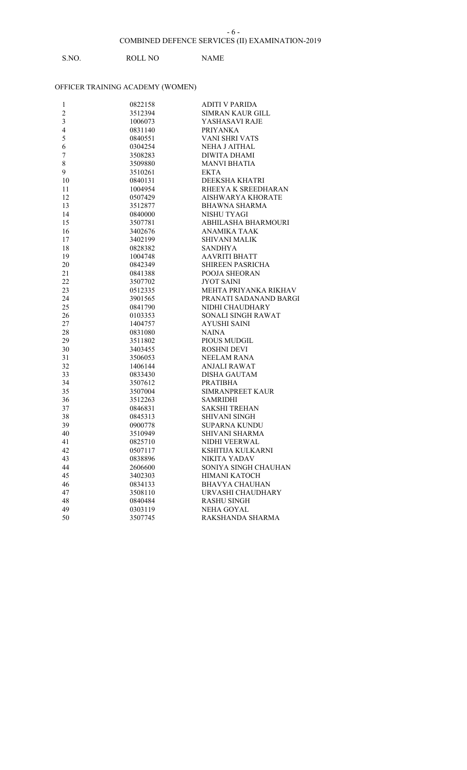COMBINED DEFENCE SERVICES (II) EXAMINATION-2019

## OFFICER TRAINING ACADEMY (WOMEN)

| S.NO. | ROLL NO | NAME |
|---|---|---|
| 1 | 0822158 | ADITI V PARIDA |
| 2 | 3512394 | SIMRAN KAUR GILL |
| 3 | 1006073 | YASHASAVI RAJE |
| 4 | 0831140 | PRIYANKA |
| 5 | 0840551 | VANI SHRI VATS |
| 6 | 0304254 | NEHA J AITHAL |
| 7 | 3508283 | DIWITA DHAMI |
| 8 | 3509880 | MANVI BHATIA |
| 9 | 3510261 | EKTA |
| 10 | 0840131 | DEEKSHA KHATRI |
| 11 | 1004954 | RHEEYA K SREEDHARAN |
| 12 | 0507429 | AISHWARYA KHORATE |
| 13 | 3512877 | BHAWNA SHARMA |
| 14 | 0840000 | NISHU TYAGI |
| 15 | 3507781 | ABHILASHA BHARMOURI |
| 16 | 3402676 | ANAMIKA TAAK |
| 17 | 3402199 | SHIVANI MALIK |
| 18 | 0828382 | SANDHYA |
| 19 | 1004748 | AAVRITI BHATT |
| 20 | 0842349 | SHIREEN PASRICHA |
| 21 | 0841388 | POOJA SHEORAN |
| 22 | 3507702 | JYOT SAINI |
| 23 | 0512335 | MEHTA PRIYANKA RIKHAV |
| 24 | 3901565 | PRANATI SADANAND BARGI |
| 25 | 0841790 | NIDHI CHAUDHARY |
| 26 | 0103353 | SONALI SINGH RAWAT |
| 27 | 1404757 | AYUSHI SAINI |
| 28 | 0831080 | NAINA |
| 29 | 3511802 | PIOUS MUDGIL |
| 30 | 3403455 | ROSHNI DEVI |
| 31 | 3506053 | NEELAM RANA |
| 32 | 1406144 | ANJALI RAWAT |
| 33 | 0833430 | DISHA GAUTAM |
| 34 | 3507612 | PRATIBHA |
| 35 | 3507004 | SIMRANPREET KAUR |
| 36 | 3512263 | SAMRIDHI |
| 37 | 0846831 | SAKSHI TREHAN |
| 38 | 0845313 | SHIVANI SINGH |
| 39 | 0900778 | SUPARNA KUNDU |
| 40 | 3510949 | SHIVANI SHARMA |
| 41 | 0825710 | NIDHI VEERWAL |
| 42 | 0507117 | KSHITIJA KULKARNI |
| 43 | 0838896 | NIKITA YADAV |
| 44 | 2606600 | SONIYA SINGH CHAUHAN |
| 45 | 3402303 | HIMANI KATOCH |
| 46 | 0834133 | BHAVYA CHAUHAN |
| 47 | 3508110 | URVASHI CHAUDHARY |
| 48 | 0840484 | RASHU SINGH |
| 49 | 0303119 | NEHA GOYAL |
| 50 | 3507745 | RAKSHANDA SHARMA |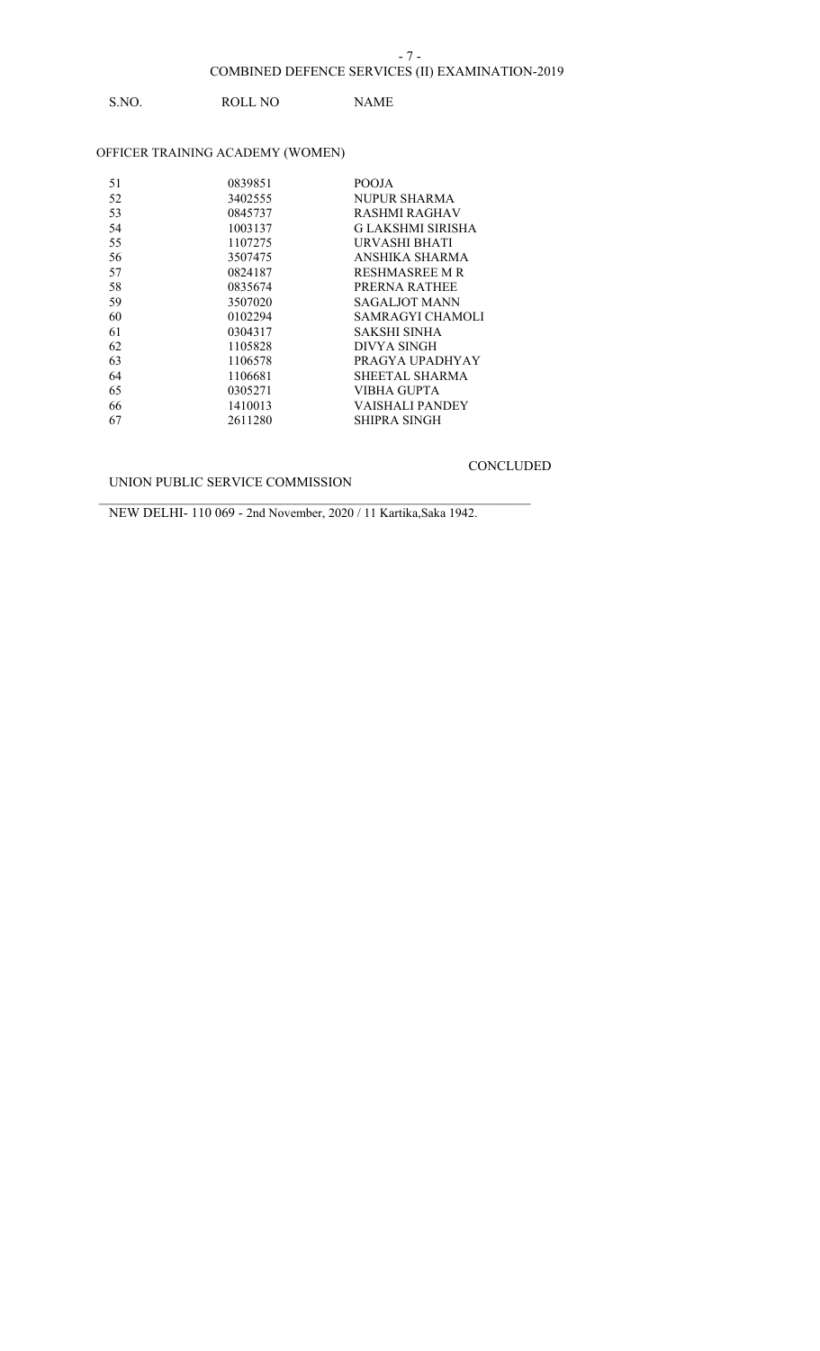COMBINED DEFENCE SERVICES (II) EXAMINATION-2019

OFFICER TRAINING ACADEMY (WOMEN)

| S.NO. | ROLL NO | NAME |
|---|---|---|
| 51 | 0839851 | POOJA |
| 52 | 3402555 | NUPUR SHARMA |
| 53 | 0845737 | RASHMI RAGHAV |
| 54 | 1003137 | G LAKSHMI SIRISHA |
| 55 | 1107275 | URVASHI BHATI |
| 56 | 3507475 | ANSHIKA SHARMA |
| 57 | 0824187 | RESHMASREE M R |
| 58 | 0835674 | PRERNA RATHEE |
| 59 | 3507020 | SAGALJOT MANN |
| 60 | 0102294 | SAMRAGYI CHAMOLI |
| 61 | 0304317 | SAKSHI SINHA |
| 62 | 1105828 | DIVYA SINGH |
| 63 | 1106578 | PRAGYA UPADHYAY |
| 64 | 1106681 | SHEETAL SHARMA |
| 65 | 0305271 | VIBHA GUPTA |
| 66 | 1410013 | VAISHALI PANDEY |
| 67 | 2611280 | SHIPRA SINGH |

CONCLUDED

UNION PUBLIC SERVICE COMMISSION

NEW DELHI- 110 069 - 2nd November, 2020 / 11 Kartika,Saka 1942.